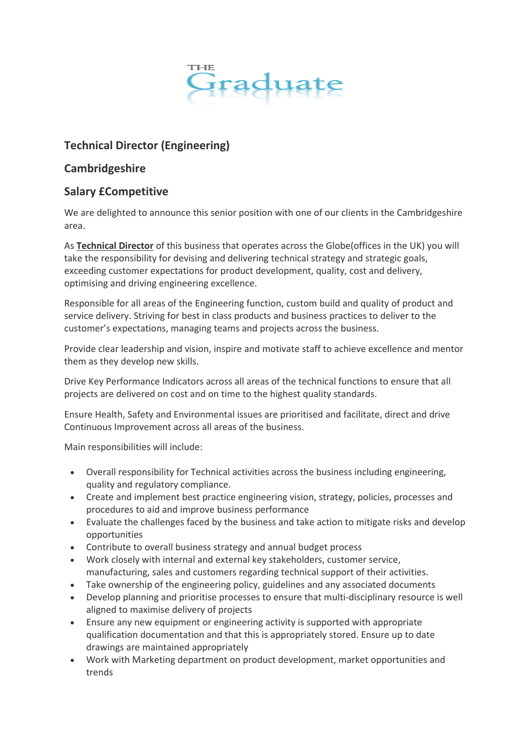THE Graduate

## Technical Director (Engineering)

## Cambridgeshire

## Salary £Competitive

We are delighted to announce this senior position with one of our clients in the Cambridgeshire area.

As **Technical Director** of this business that operates across the Globe(offices in the UK) you will take the responsibility for devising and delivering technical strategy and strategic goals, exceeding customer expectations for product development, quality, cost and delivery, optimising and driving engineering excellence.

Responsible for all areas of the Engineering function, custom build and quality of product and service delivery. Striving for best in class products and business practices to deliver to the customer's expectations, managing teams and projects across the business.

Provide clear leadership and vision, inspire and motivate staff to achieve excellence and mentor them as they develop new skills.

Drive Key Performance Indicators across all areas of the technical functions to ensure that all projects are delivered on cost and on time to the highest quality standards.

Ensure Health, Safety and Environmental issues are prioritised and facilitate, direct and drive Continuous Improvement across all areas of the business.

Main responsibilities will include:

- Overall responsibility for Technical activities across the business including engineering, quality and regulatory compliance.
- Create and implement best practice engineering vision, strategy, policies, processes and procedures to aid and improve business performance
- Evaluate the challenges faced by the business and take action to mitigate risks and develop opportunities
- Contribute to overall business strategy and annual budget process
- Work closely with internal and external key stakeholders, customer service, manufacturing, sales and customers regarding technical support of their activities.
- Take ownership of the engineering policy, guidelines and any associated documents
- Develop planning and prioritise processes to ensure that multi-disciplinary resource is well aligned to maximise delivery of projects
- Ensure any new equipment or engineering activity is supported with appropriate qualification documentation and that this is appropriately stored. Ensure up to date drawings are maintained appropriately
- Work with Marketing department on product development, market opportunities and trends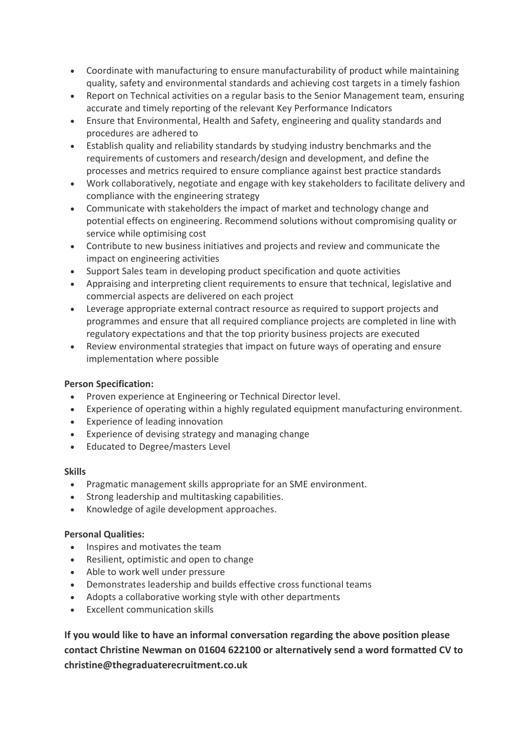- Coordinate with manufacturing to ensure manufacturability of product while maintaining quality, safety and environmental standards and achieving cost targets in a timely fashion
- Report on Technical activities on a regular basis to the Senior Management team, ensuring accurate and timely reporting of the relevant Key Performance Indicators
- Ensure that Environmental, Health and Safety, engineering and quality standards and procedures are adhered to
- Establish quality and reliability standards by studying industry benchmarks and the requirements of customers and research/design and development, and define the processes and metrics required to ensure compliance against best practice standards
- Work collaboratively, negotiate and engage with key stakeholders to facilitate delivery and compliance with the engineering strategy
- Communicate with stakeholders the impact of market and technology change and potential effects on engineering. Recommend solutions without compromising quality or service while optimising cost
- Contribute to new business initiatives and projects and review and communicate the impact on engineering activities
- Support Sales team in developing product specification and quote activities
- Appraising and interpreting client requirements to ensure that technical, legislative and commercial aspects are delivered on each project
- Leverage appropriate external contract resource as required to support projects and programmes and ensure that all required compliance projects are completed in line with regulatory expectations and that the top priority business projects are executed
- Review environmental strategies that impact on future ways of operating and ensure implementation where possible

**Person Specification:**

- Proven experience at Engineering or Technical Director level.
- Experience of operating within a highly regulated equipment manufacturing environment.
- Experience of leading innovation
- Experience of devising strategy and managing change
- Educated to Degree/masters Level

**Skills**

- Pragmatic management skills appropriate for an SME environment.
- Strong leadership and multitasking capabilities.
- Knowledge of agile development approaches.

**Personal Qualities:**

- Inspires and motivates the team
- Resilient, optimistic and open to change
- Able to work well under pressure
- Demonstrates leadership and builds effective cross functional teams
- Adopts a collaborative working style with other departments
- Excellent communication skills

**If you would like to have an informal conversation regarding the above position please contact Christine Newman on 01604 622100 or alternatively send a word formatted CV to christine@thegraduaterecruitment.co.uk**